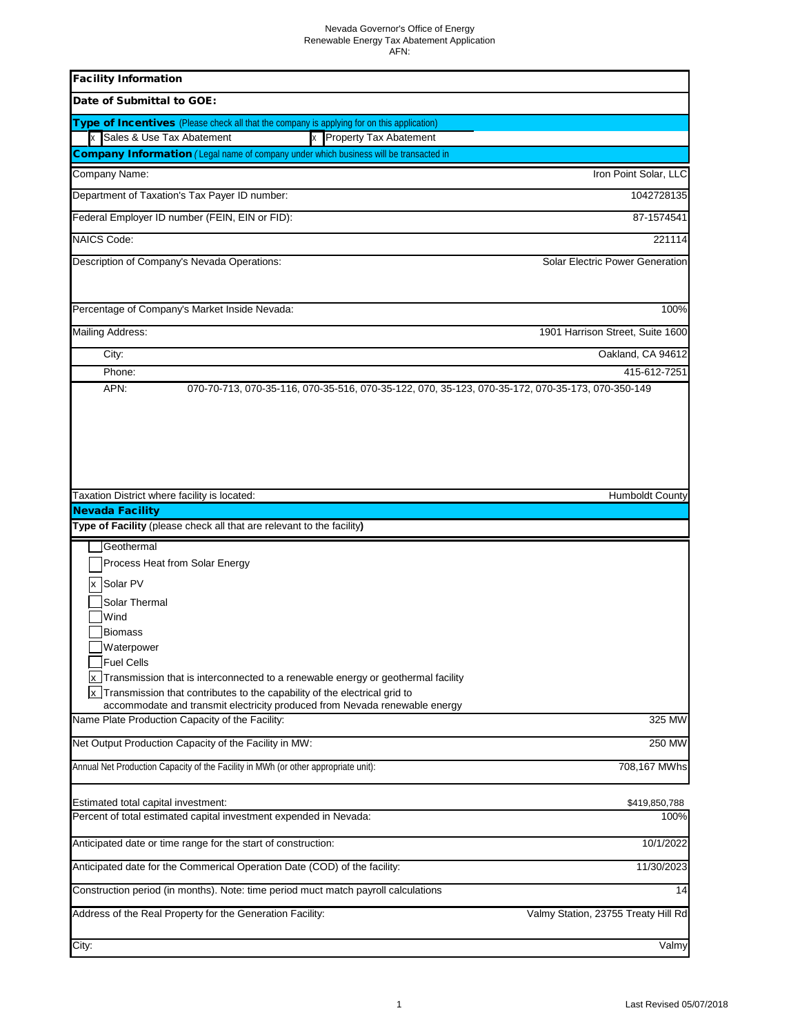Nevada Governor's Office of Energy
Renewable Energy Tax Abatement Application
AFN:

| **Facility Information** | |
|---|---|
| **Date of Submittal to GOE:** | |
| **Type of Incentives** (Please check all that the company is applying for on this application) | |
| [x] Sales & Use Tax Abatement | [x] Property Tax Abatement |
| **Company Information** ( Legal name of company under which business will be transacted in | |
| Company Name: | Iron Point Solar, LLC |
| Department of Taxation's Tax Payer ID number: | 1042728135 |
| Federal Employer ID number (FEIN, EIN or FID): | 87-1574541 |
| NAICS Code: | 221114 |
| Description of Company's Nevada Operations: | Solar Electric Power Generation |
| Percentage of Company's Market Inside Nevada: | 100% |
| Mailing Address: | 1901 Harrison Street, Suite 1600 |
| City: | Oakland, CA 94612 |
| Phone: | 415-612-7251 |
| APN: | 070-70-713, 070-35-116, 070-35-516, 070-35-122, 070, 35-123, 070-35-172, 070-35-173, 070-350-149 |
| Taxation District where facility is located: | Humboldt County |

| **Nevada Facility** | |
|---|---|
| **Type of Facility** (please check all that are relevant to the facility**)** | |

- [ ] Geothermal
- [ ] Process Heat from Solar Energy
- [x] Solar PV
- [ ] Solar Thermal
- [ ] Wind
- [ ] Biomass
- [ ] Waterpower
- [ ] Fuel Cells
- [x] Transmission that is interconnected to a renewable energy or geothermal facility
- [x] Transmission that contributes to the capability of the electrical grid to accommodate and transmit electricity produced from Nevada renewable energy

| | |
|---|---|
| Name Plate Production Capacity of the Facility: | 325 MW |
| Net Output Production Capacity of the Facility in MW: | 250 MW |
| Annual Net Production Capacity of the Facility in MWh (or other appropriate unit): | 708,167 MWhs |
| Estimated total capital investment: | $419,850,788 |
| Percent of total estimated capital investment expended in Nevada: | 100% |
| Anticipated date or time range for the start of construction: | 10/1/2022 |
| Anticipated date for the Commerical Operation Date (COD) of the facility: | 11/30/2023 |
| Construction period (in months). Note: time period muct match payroll calculations | 14 |
| Address of the Real Property for the Generation Facility: | Valmy Station, 23755 Treaty Hill Rd |
| City: | Valmy |

Last Revised 05/07/2018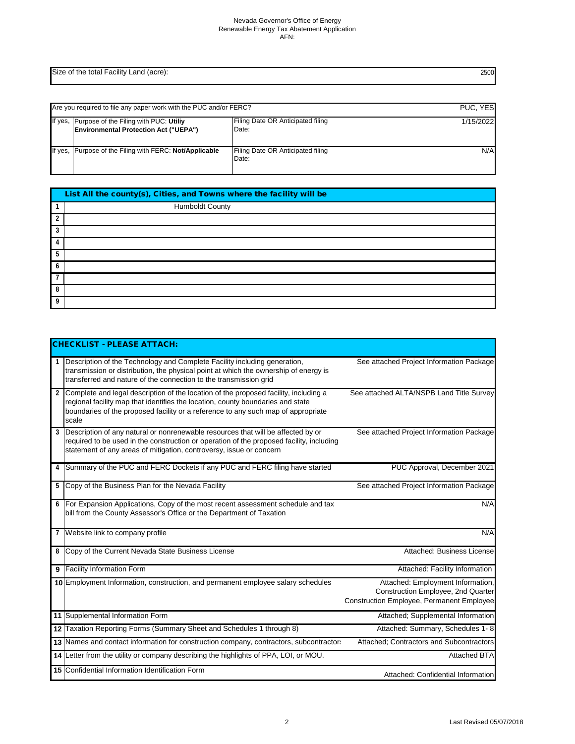Nevada Governor's Office of Energy
Renewable Energy Tax Abatement Application
AFN:

| Size of the total Facility Land (acre): | 2500 |
|---|---|

| Are you required to file any paper work with the PUC and/or FERC? | | | PUC, YES |
|---|---|---|---|
| If yes, | Purpose of the Filing with PUC: **Utiliy Environmental Protection Act ("UEPA")** | Filing Date OR Anticipated filing Date: | 1/15/2022 |
| If yes, | Purpose of the Filing with FERC: **Not/Applicable** | Filing Date OR Anticipated filing Date: | N/A |

| | List All the county(s), Cities, and Towns where the facility will be |
|---|---|
| 1 | Humboldt County |
| 2 | |
| 3 | |
| 4 | |
| 5 | |
| 6 | |
| 7 | |
| 8 | |
| 9 | |

| | CHECKLIST - PLEASE ATTACH: | |
|---|---|---|
| 1 | Description of the Technology and Complete Facility including generation, transmission or distribution, the physical point at which the ownership of energy is transferred and nature of the connection to the transmission grid | See attached Project Information Package |
| 2 | Complete and legal description of the location of the proposed facility, including a regional facility map that identifies the location, county boundaries and state boundaries of the proposed facility or a reference to any such map of appropriate scale | See attached ALTA/NSPB Land Title Survey |
| 3 | Description of any natural or nonrenewable resources that will be affected by or required to be used in the construction or operation of the proposed facility, including statement of any areas of mitigation, controversy, issue or concern | See attached Project Information Package |
| 4 | Summary of the PUC and FERC Dockets if any PUC and FERC filing have started | PUC Approval, December 2021 |
| 5 | Copy of the Business Plan for the Nevada Facility | See attached Project Information Package |
| 6 | For Expansion Applications, Copy of the most recent assessment schedule and tax bill from the County Assessor's Office or the Department of Taxation | N/A |
| 7 | Website link to company profile | N/A |
| 8 | Copy of the Current Nevada State Business License | Attached: Business License |
| 9 | Facility Information Form | Attached: Facility Information |
| 10 | Employment Information, construction, and permanent employee salary schedules | Attached: Employment Information, Construction Employee, 2nd Quarter Construction Employee, Permanent Employee |
| 11 | Supplemental Information Form | Attached; Supplemental Information |
| 12 | Taxation Reporting Forms (Summary Sheet and Schedules 1 through 8) | Attached: Summary, Schedules 1- 8 |
| 13 | Names and contact information for construction company, contractors, subcontractors | Attached; Contractors and Subcontractors |
| 14 | Letter from the utility or company describing the highlights of PPA, LOI, or MOU. | Attached BTA |
| 15 | Confidential Information Identification Form | Attached: Confidential Information |

Last Revised 05/07/2018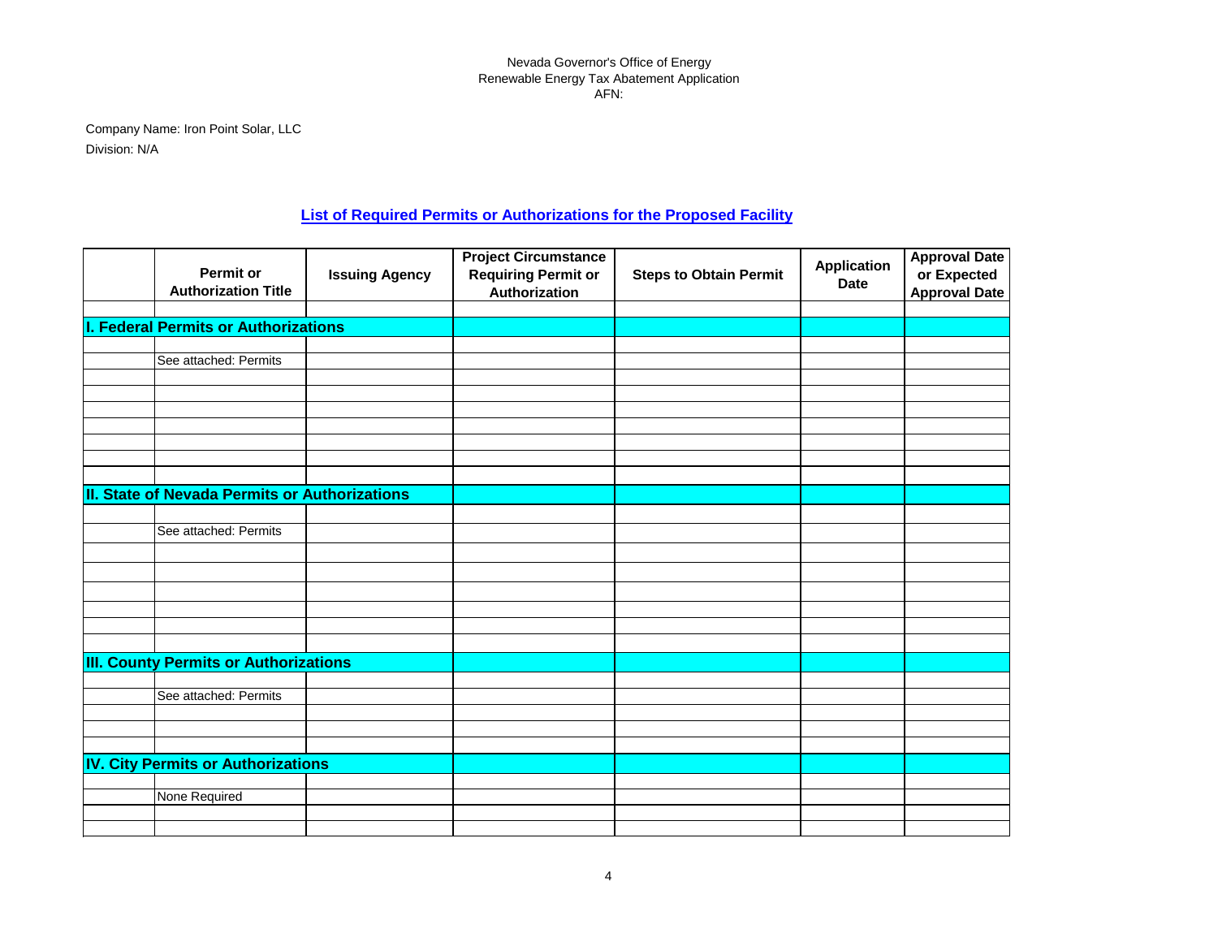Nevada Governor's Office of Energy
Renewable Energy Tax Abatement Application
AFN:

Company Name: Iron Point Solar, LLC
Division: N/A

## List of Required Permits or Authorizations for the Proposed Facility

| | Permit or Authorization Title | Issuing Agency | Project Circumstance Requiring Permit or Authorization | Steps to Obtain Permit | Application Date | Approval Date or Expected Approval Date |
|---|---|---|---|---|---|---|
| **I. Federal Permits or Authorizations** | | | | | | |
| | See attached: Permits | | | | | |
| **II. State of Nevada Permits or Authorizations** | | | | | | |
| | See attached: Permits | | | | | |
| **III. County Permits or Authorizations** | | | | | | |
| | See attached: Permits | | | | | |
| **IV. City Permits or Authorizations** | | | | | | |
| | None Required | | | | | |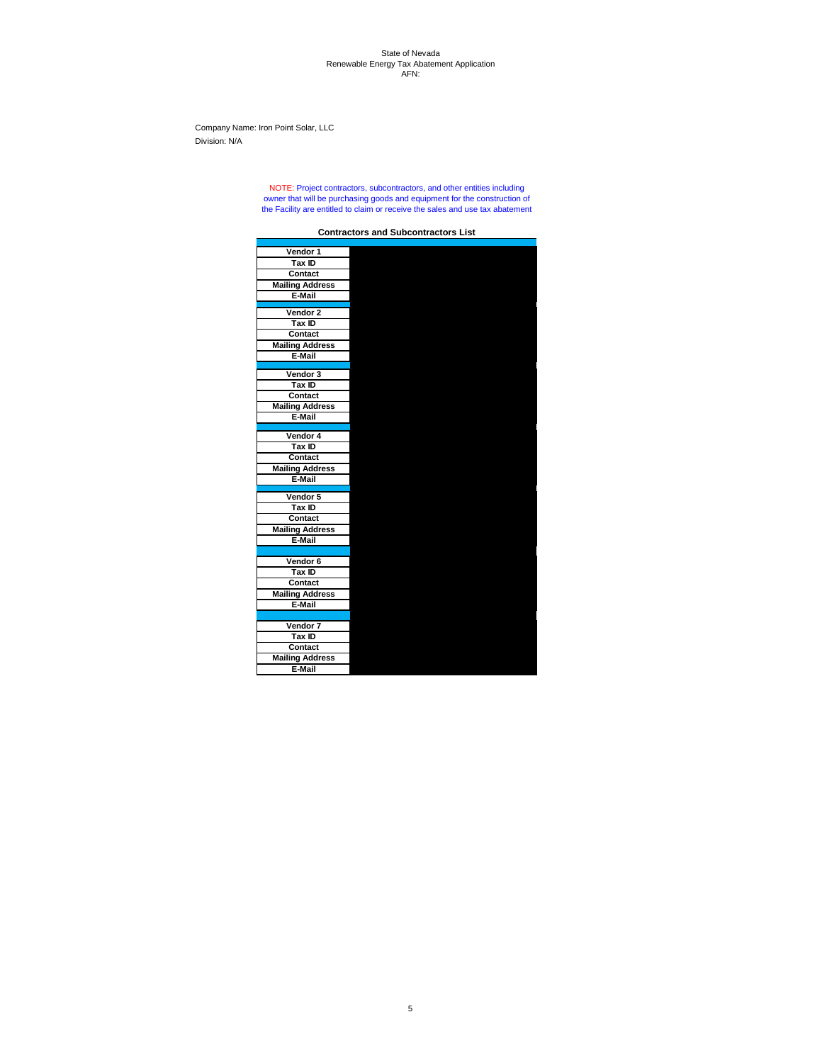State of Nevada
Renewable Energy Tax Abatement Application
AFN:

Company Name: Iron Point Solar, LLC
Division: N/A

NOTE: Project contractors, subcontractors, and other entities including owner that will be purchasing goods and equipment for the construction of the Facility are entitled to claim or receive the sales and use tax abatement

**Contractors and Subcontractors List**

| | |
|---|---|
| **Vendor 1** | |
| **Tax ID** | |
| **Contact** | |
| **Mailing Address** | |
| **E-Mail** | |
| | |
| **Vendor 2** | |
| **Tax ID** | |
| **Contact** | |
| **Mailing Address** | |
| **E-Mail** | |
| | |
| **Vendor 3** | |
| **Tax ID** | |
| **Contact** | |
| **Mailing Address** | |
| **E-Mail** | |
| | |
| **Vendor 4** | |
| **Tax ID** | |
| **Contact** | |
| **Mailing Address** | |
| **E-Mail** | |
| | |
| **Vendor 5** | |
| **Tax ID** | |
| **Contact** | |
| **Mailing Address** | |
| **E-Mail** | |
| | |
| **Vendor 6** | |
| **Tax ID** | |
| **Contact** | |
| **Mailing Address** | |
| **E-Mail** | |
| | |
| **Vendor 7** | |
| **Tax ID** | |
| **Contact** | |
| **Mailing Address** | |
| **E-Mail** | |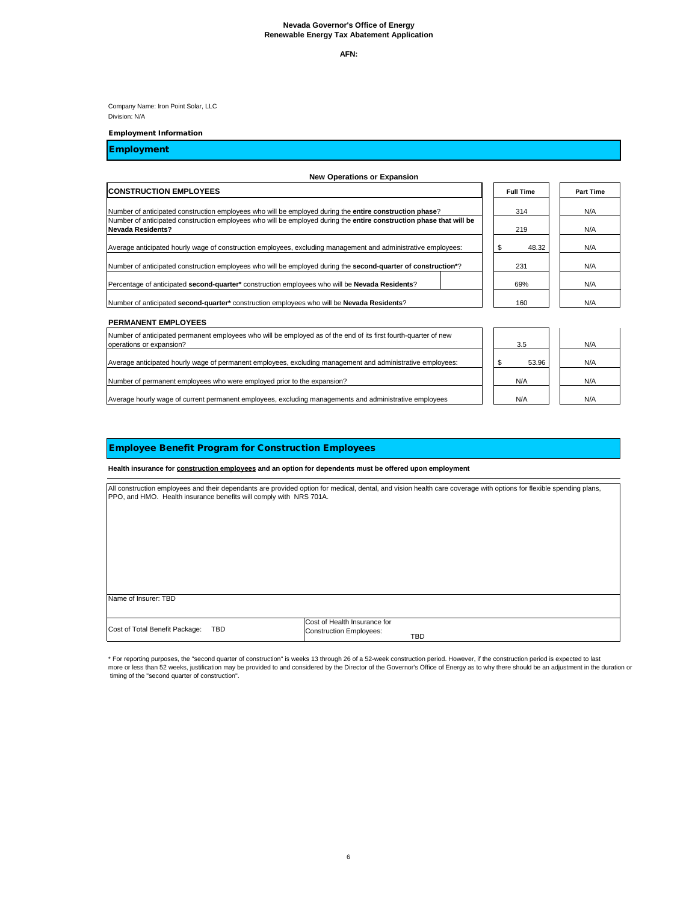**Nevada Governor's Office of Energy**
**Renewable Energy Tax Abatement Application**

**AFN:**

Company Name: Iron Point Solar, LLC
Division: N/A

**Employment Information**

## Employment

**New Operations or Expansion**

| CONSTRUCTION EMPLOYEES | Full Time | Part Time |
|---|---|---|
| Number of anticipated construction employees who will be employed during the **entire construction phase**? | 314 | N/A |
| Number of anticipated construction employees who will be employed during the **entire construction phase that will be Nevada Residents?** | 219 | N/A |
| Average anticipated hourly wage of construction employees, excluding management and administrative employees: | $ 48.32 | N/A |
| Number of anticipated construction employees who will be employed during the **second-quarter of construction***? | 231 | N/A |
| Percentage of anticipated **second-quarter*** construction employees who will be **Nevada Residents**? | 69% | N/A |
| Number of anticipated **second-quarter*** construction employees who will be **Nevada Residents**? | 160 | N/A |

| PERMANENT EMPLOYEES | Full Time | Part Time |
|---|---|---|
| Number of anticipated permanent employees who will be employed as of the end of its first fourth-quarter of new operations or expansion? | 3.5 | N/A |
| Average anticipated hourly wage of permanent employees, excluding management and administrative employees: | $ 53.96 | N/A |
| Number of permanent employees who were employed prior to the expansion? | N/A | N/A |
| Average hourly wage of current permanent employees, excluding managements and administrative employees | N/A | N/A |

## Employee Benefit Program for Construction Employees

**Health insurance for construction employees and an option for dependents must be offered upon employment**

All construction employees and their dependants are provided option for medical, dental, and vision health care coverage with options for flexible spending plans, PPO, and HMO. Health insurance benefits will comply with NRS 701A.

Name of Insurer: TBD

| Cost of Total Benefit Package: TBD | Cost of Health Insurance for Construction Employees: TBD |
|---|---|

\* For reporting purposes, the "second quarter of construction" is weeks 13 through 26 of a 52-week construction period. However, if the construction period is expected to last more or less than 52 weeks, justification may be provided to and considered by the Director of the Governor's Office of Energy as to why there should be an adjustment in the duration or timing of the "second quarter of construction".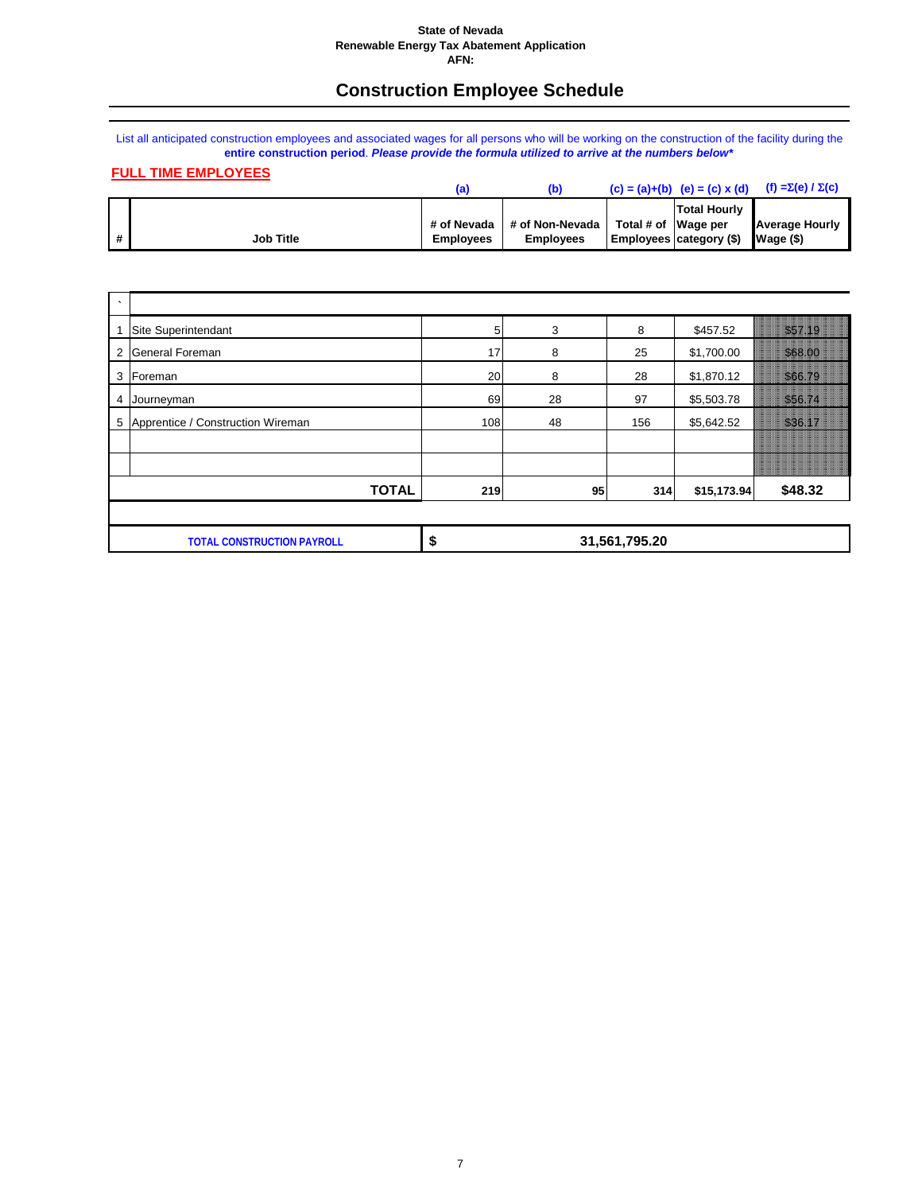**State of Nevada**
**Renewable Energy Tax Abatement Application**
**AFN:**

# Construction Employee Schedule

List all anticipated construction employees and associated wages for all persons who will be working on the construction of the facility during the **entire construction period**. ***Please provide the formula utilized to arrive at the numbers below****

**FULL TIME EMPLOYEES**

| # | Job Title | (a) # of Nevada Employees | (b) # of Non-Nevada Employees | (c) = (a)+(b) Total # of Employees | (e) = (c) x (d) Total Hourly Wage per category ($) | (f) =Σ(e) / Σ(c) Average Hourly Wage ($) |
|---|---|---|---|---|---|---|
| ` | | | | | | |
| 1 | Site Superintendant | 5 | 3 | 8 | $457.52 | $57.19 |
| 2 | General Foreman | 17 | 8 | 25 | $1,700.00 | $68.00 |
| 3 | Foreman | 20 | 8 | 28 | $1,870.12 | $66.79 |
| 4 | Journeyman | 69 | 28 | 97 | $5,503.78 | $56.74 |
| 5 | Apprentice / Construction Wireman | 108 | 48 | 156 | $5,642.52 | $36.17 |
| | | | | | | |
| | | | | | | |
| | **TOTAL** | **219** | **95** | **314** | **$15,173.94** | **$48.32** |

| TOTAL CONSTRUCTION PAYROLL | $ 31,561,795.20 |
|---|---|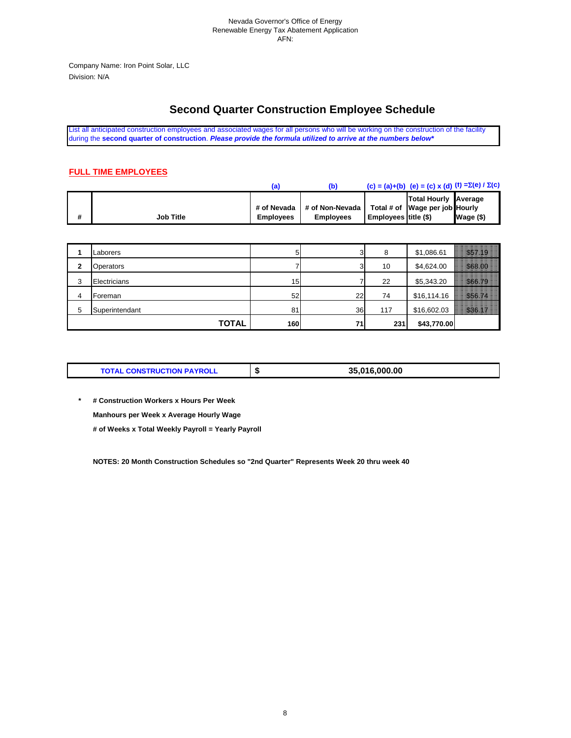Nevada Governor's Office of Energy
Renewable Energy Tax Abatement Application
AFN:

Company Name: Iron Point Solar, LLC
Division: N/A

# Second Quarter Construction Employee Schedule

List all anticipated construction employees and associated wages for all persons who will be working on the construction of the facility during the **second quarter of construction**. ***Please provide the formula utilized to arrive at the numbers below****

## FULL TIME EMPLOYEES

| | | (a) | (b) | (c) = (a)+(b) | (e) = (c) x (d) | (f) =Σ(e) / Σ(c) |
|---|---|---|---|---|---|---|
| # | Job Title | # of Nevada Employees | # of Non-Nevada Employees | Total # of Employees | Total Hourly Wage per job title ($) | Average Hourly Wage ($) |
| 1 | Laborers | 5 | 3 | 8 | $1,086.61 | $57.19 |
| 2 | Operators | 7 | 3 | 10 | $4,624.00 | $68.00 |
| 3 | Electricians | 15 | 7 | 22 | $5,343.20 | $66.79 |
| 4 | Foreman | 52 | 22 | 74 | $16,114.16 | $56.74 |
| 5 | Superintendant | 81 | 36 | 117 | $16,602.03 | $36.17 |
| | **TOTAL** | **160** | **71** | **231** | **$43,770.00** | |

| TOTAL CONSTRUCTION PAYROLL | $ | 35,016,000.00 |
|---|---|---|

\* **# Construction Workers x Hours Per Week**

**Manhours per Week x Average Hourly Wage**

**# of Weeks x Total Weekly Payroll = Yearly Payroll**

**NOTES: 20 Month Construction Schedules so "2nd Quarter" Represents Week 20 thru week 40**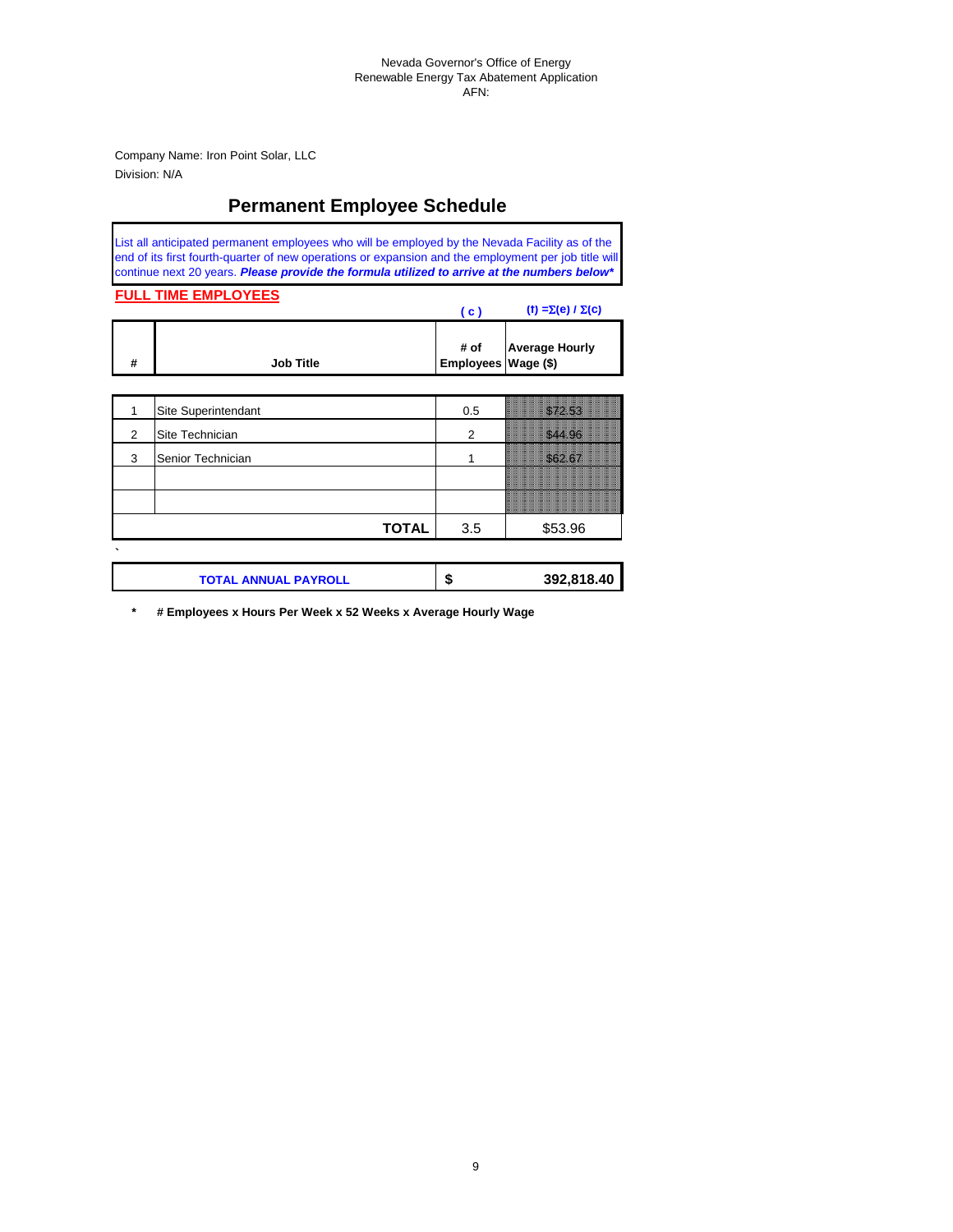Nevada Governor's Office of Energy
Renewable Energy Tax Abatement Application
AFN:

Company Name: Iron Point Solar, LLC
Division: N/A

## Permanent Employee Schedule

List all anticipated permanent employees who will be employed by the Nevada Facility as of the end of its first fourth-quarter of new operations or expansion and the employment per job title will continue next 20 years. ***Please provide the formula utilized to arrive at the numbers below****

**FULL TIME EMPLOYEES**

| | | ( c ) | (f) =$\Sigma$(e) / $\Sigma$(c) |
|---|---|---|---|
| **#** | **Job Title** | **# of Employees** | **Average Hourly Wage ($)** |
| 1 | Site Superintendant | 0.5 | $72.53 |
| 2 | Site Technician | 2 | $44.96 |
| 3 | Senior Technician | 1 | $62.67 |
| | | | |
| | | | |
| | **TOTAL** | 3.5 | $53.96 |

| **TOTAL ANNUAL PAYROLL** | **$** | **392,818.40** |
|---|---|---|

\* **# Employees x Hours Per Week x 52 Weeks x Average Hourly Wage**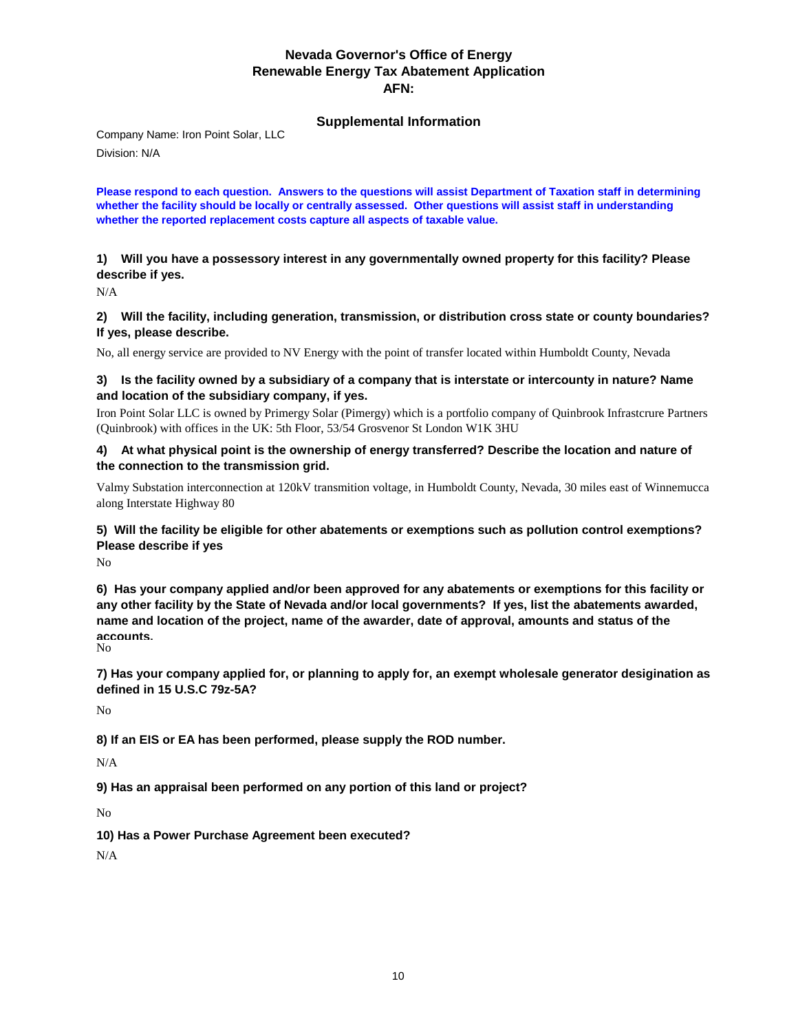# Nevada Governor's Office of Energy
# Renewable Energy Tax Abatement Application
# AFN:

## Supplemental Information

Company Name: Iron Point Solar, LLC

Division: N/A

**Please respond to each question. Answers to the questions will assist Department of Taxation staff in determining whether the facility should be locally or centrally assessed. Other questions will assist staff in understanding whether the reported replacement costs capture all aspects of taxable value.**

**1) Will you have a possessory interest in any governmentally owned property for this facility? Please describe if yes.**

N/A

**2) Will the facility, including generation, transmission, or distribution cross state or county boundaries? If yes, please describe.**

No, all energy service are provided to NV Energy with the point of transfer located within Humboldt County, Nevada

**3) Is the facility owned by a subsidiary of a company that is interstate or intercounty in nature? Name and location of the subsidiary company, if yes.**

Iron Point Solar LLC is owned by Primergy Solar (Pimergy) which is a portfolio company of Quinbrook Infrastcrure Partners (Quinbrook) with offices in the UK: 5th Floor, 53/54 Grosvenor St London W1K 3HU

**4) At what physical point is the ownership of energy transferred? Describe the location and nature of the connection to the transmission grid.**

Valmy Substation interconnection at 120kV transmition voltage, in Humboldt County, Nevada, 30 miles east of Winnemucca along Interstate Highway 80

**5) Will the facility be eligible for other abatements or exemptions such as pollution control exemptions? Please describe if yes**

No

**6) Has your company applied and/or been approved for any abatements or exemptions for this facility or any other facility by the State of Nevada and/or local governments? If yes, list the abatements awarded, name and location of the project, name of the awarder, date of approval, amounts and status of the accounts.**

No

**7) Has your company applied for, or planning to apply for, an exempt wholesale generator desigination as defined in 15 U.S.C 79z-5A?**

No

**8) If an EIS or EA has been performed, please supply the ROD number.**

N/A

**9) Has an appraisal been performed on any portion of this land or project?**

No

**10) Has a Power Purchase Agreement been executed?**

N/A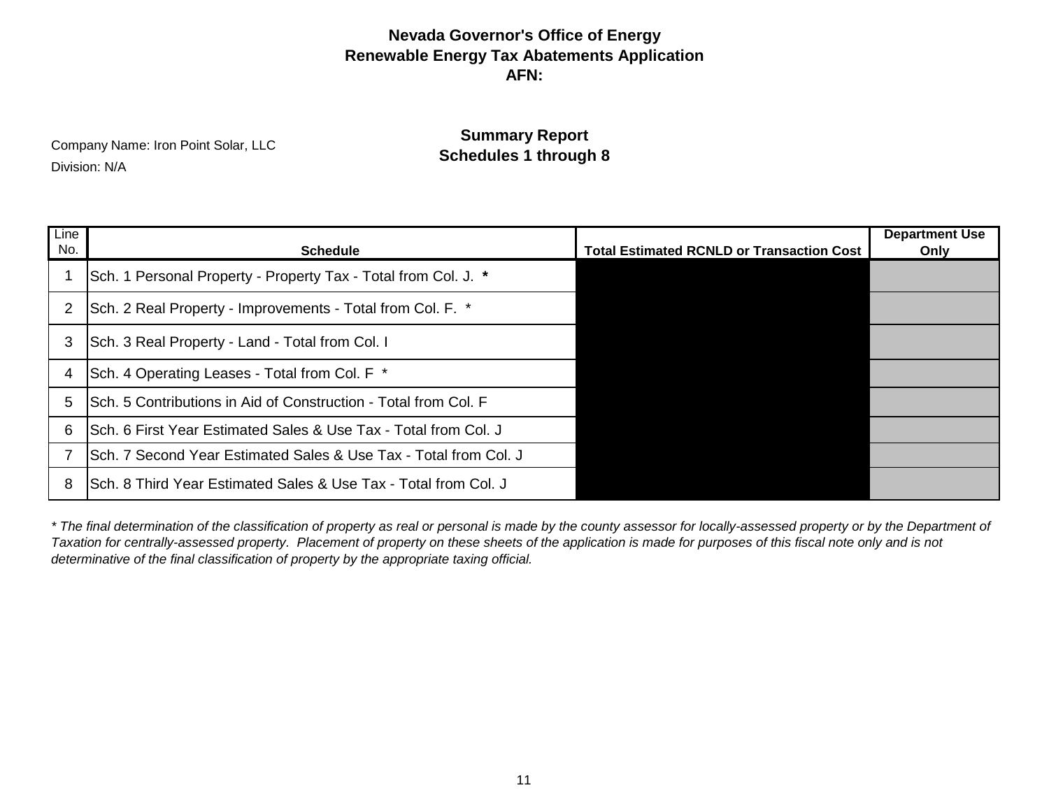**Nevada Governor's Office of Energy**
**Renewable Energy Tax Abatements Application**
**AFN:**

Company Name: Iron Point Solar, LLC

Division: N/A

## Summary Report
## Schedules 1 through 8

| Line No. | Schedule | Total Estimated RCNLD or Transaction Cost | Department Use Only |
|---|---|---|---|
| 1 | Sch. 1 Personal Property - Property Tax - Total from Col. J. **\*** | | |
| 2 | Sch. 2 Real Property - Improvements - Total from Col. F. * | | |
| 3 | Sch. 3 Real Property - Land - Total from Col. I | | |
| 4 | Sch. 4 Operating Leases - Total from Col. F * | | |
| 5 | Sch. 5 Contributions in Aid of Construction - Total from Col. F | | |
| 6 | Sch. 6 First Year Estimated Sales & Use Tax - Total from Col. J | | |
| 7 | Sch. 7 Second Year Estimated Sales & Use Tax - Total from Col. J | | |
| 8 | Sch. 8 Third Year Estimated Sales & Use Tax - Total from Col. J | | |

*\* The final determination of the classification of property as real or personal is made by the county assessor for locally-assessed property or by the Department of Taxation for centrally-assessed property. Placement of property on these sheets of the application is made for purposes of this fiscal note only and is not determinative of the final classification of property by the appropriate taxing official.*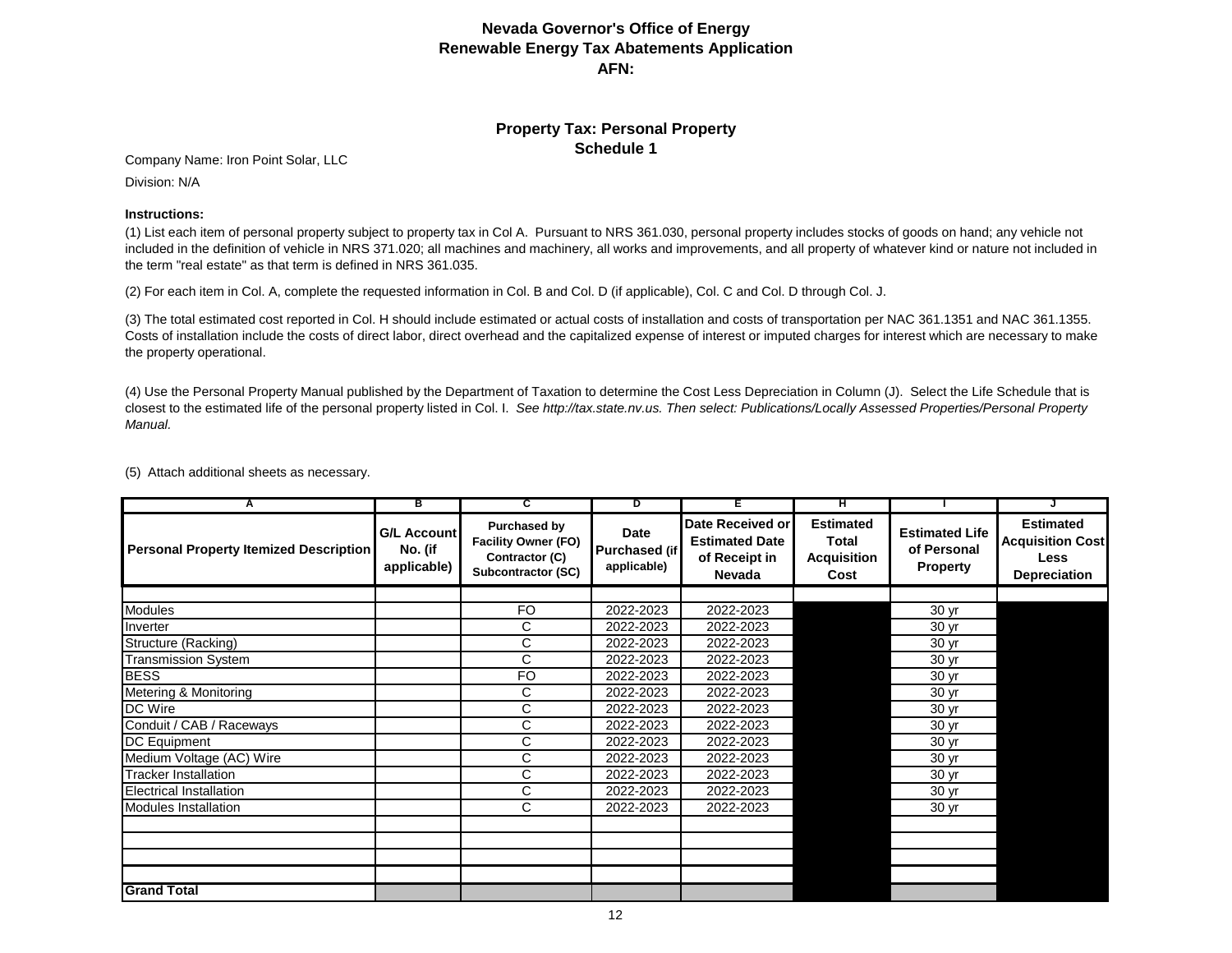# Nevada Governor's Office of Energy
## Renewable Energy Tax Abatements Application
**AFN:**

### Property Tax: Personal Property
### Schedule 1

Company Name: Iron Point Solar, LLC

Division: N/A

**Instructions:**

(1) List each item of personal property subject to property tax in Col A. Pursuant to NRS 361.030, personal property includes stocks of goods on hand; any vehicle not included in the definition of vehicle in NRS 371.020; all machines and machinery, all works and improvements, and all property of whatever kind or nature not included in the term "real estate" as that term is defined in NRS 361.035.

(2) For each item in Col. A, complete the requested information in Col. B and Col. D (if applicable), Col. C and Col. D through Col. J.

(3) The total estimated cost reported in Col. H should include estimated or actual costs of installation and costs of transportation per NAC 361.1351 and NAC 361.1355. Costs of installation include the costs of direct labor, direct overhead and the capitalized expense of interest or imputed charges for interest which are necessary to make the property operational.

(4) Use the Personal Property Manual published by the Department of Taxation to determine the Cost Less Depreciation in Column (J). Select the Life Schedule that is closest to the estimated life of the personal property listed in Col. I. *See http://tax.state.nv.us. Then select: Publications/Locally Assessed Properties/Personal Property Manual.*

(5) Attach additional sheets as necessary.

| A | B | C | D | E | H | I | J |
|---|---|---|---|---|---|---|---|
| **Personal Property Itemized Description** | **G/L Account No. (if applicable)** | **Purchased by Facility Owner (FO) Contractor (C) Subcontractor (SC)** | **Date Purchased (if applicable)** | **Date Received or Estimated Date of Receipt in Nevada** | **Estimated Total Acquisition Cost** | **Estimated Life of Personal Property** | **Estimated Acquisition Cost Less Depreciation** |
| | | | | | | | |
| Modules | | FO | 2022-2023 | 2022-2023 | | 30 yr | |
| Inverter | | C | 2022-2023 | 2022-2023 | | 30 yr | |
| Structure (Racking) | | C | 2022-2023 | 2022-2023 | | 30 yr | |
| Transmission System | | C | 2022-2023 | 2022-2023 | | 30 yr | |
| BESS | | FO | 2022-2023 | 2022-2023 | | 30 yr | |
| Metering & Monitoring | | C | 2022-2023 | 2022-2023 | | 30 yr | |
| DC Wire | | C | 2022-2023 | 2022-2023 | | 30 yr | |
| Conduit / CAB / Raceways | | C | 2022-2023 | 2022-2023 | | 30 yr | |
| DC Equipment | | C | 2022-2023 | 2022-2023 | | 30 yr | |
| Medium Voltage (AC) Wire | | C | 2022-2023 | 2022-2023 | | 30 yr | |
| Tracker Installation | | C | 2022-2023 | 2022-2023 | | 30 yr | |
| Electrical Installation | | C | 2022-2023 | 2022-2023 | | 30 yr | |
| Modules Installation | | C | 2022-2023 | 2022-2023 | | 30 yr | |
| | | | | | | | |
| | | | | | | | |
| | | | | | | | |
| | | | | | | | |
| **Grand Total** | | | | | | | |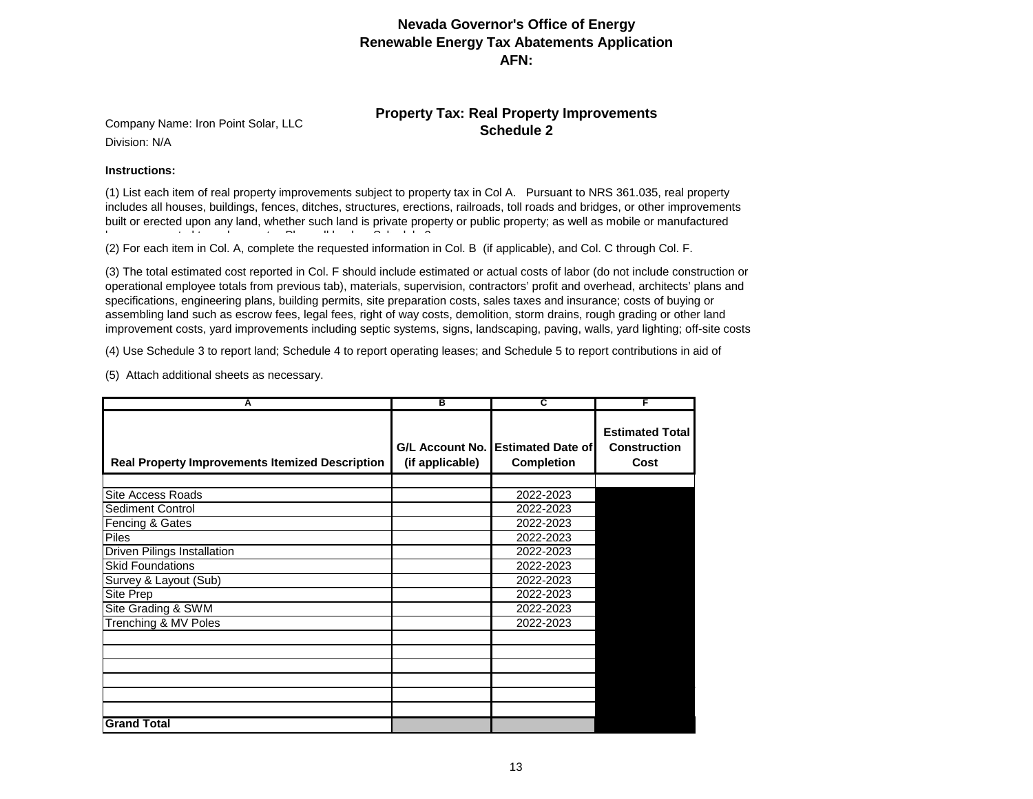# Nevada Governor's Office of Energy
# Renewable Energy Tax Abatements Application
# AFN:

Company Name: Iron Point Solar, LLC

Division: N/A

## Property Tax: Real Property Improvements
## Schedule 2

**Instructions:**

(1) List each item of real property improvements subject to property tax in Col A. Pursuant to NRS 361.035, real property includes all houses, buildings, fences, ditches, structures, erections, railroads, toll roads and bridges, or other improvements built or erected upon any land, whether such land is private property or public property; as well as mobile or manufactured

(2) For each item in Col. A, complete the requested information in Col. B (if applicable), and Col. C through Col. F.

(3) The total estimated cost reported in Col. F should include estimated or actual costs of labor (do not include construction or operational employee totals from previous tab), materials, supervision, contractors' profit and overhead, architects' plans and specifications, engineering plans, building permits, site preparation costs, sales taxes and insurance; costs of buying or assembling land such as escrow fees, legal fees, right of way costs, demolition, storm drains, rough grading or other land improvement costs, yard improvements including septic systems, signs, landscaping, paving, walls, yard lighting; off-site costs

(4) Use Schedule 3 to report land; Schedule 4 to report operating leases; and Schedule 5 to report contributions in aid of

(5) Attach additional sheets as necessary.

| A | B | C | F |
|---|---|---|---|
| **Real Property Improvements Itemized Description** | **G/L Account No. (if applicable)** | **Estimated Date of Completion** | **Estimated Total Construction Cost** |
| | | | |
| Site Access Roads | | 2022-2023 | |
| Sediment Control | | 2022-2023 | |
| Fencing & Gates | | 2022-2023 | |
| Piles | | 2022-2023 | |
| Driven Pilings Installation | | 2022-2023 | |
| Skid Foundations | | 2022-2023 | |
| Survey & Layout (Sub) | | 2022-2023 | |
| Site Prep | | 2022-2023 | |
| Site Grading & SWM | | 2022-2023 | |
| Trenching & MV Poles | | 2022-2023 | |
| | | | |
| | | | |
| | | | |
| | | | |
| | | | |
| | | | |
| **Grand Total** | | | |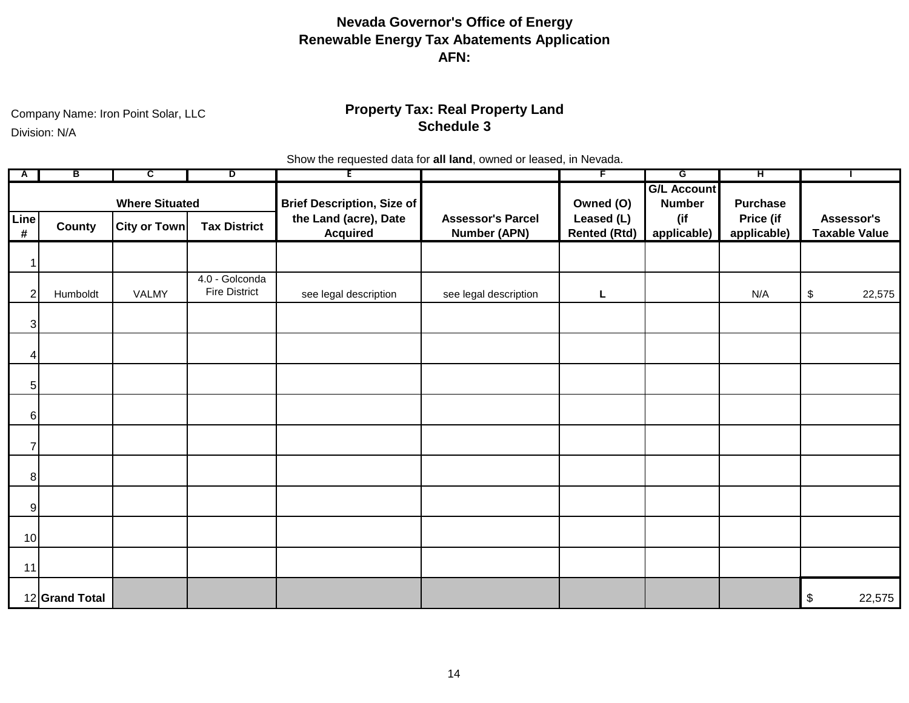# Nevada Governor's Office of Energy
# Renewable Energy Tax Abatements Application
# AFN:

Company Name: Iron Point Solar, LLC

Division: N/A

## Property Tax: Real Property Land
## Schedule 3

Show the requested data for **all land**, owned or leased, in Nevada.

| A | B | C | D | E | | F | G | H | I |
|---|---|---|---|---|---|---|---|---|---|
| | Where Situated | | | Brief Description, Size of the Land (acre), Date Acquired | Assessor's Parcel Number (APN) | Owned (O) Leased (L) Rented (Rtd) | G/L Account Number (if applicable) | Purchase Price (if applicable) | Assessor's Taxable Value |
| Line # | County | City or Town | Tax District | | | | | | |
| 1 | | | | | | | | | |
| 2 | Humboldt | VALMY | 4.0 - Golconda Fire District | see legal description | see legal description | L | | N/A | $ 22,575 |
| 3 | | | | | | | | | |
| 4 | | | | | | | | | |
| 5 | | | | | | | | | |
| 6 | | | | | | | | | |
| 7 | | | | | | | | | |
| 8 | | | | | | | | | |
| 9 | | | | | | | | | |
| 10 | | | | | | | | | |
| 11 | | | | | | | | | |
| 12 | **Grand Total** | | | | | | | | $ 22,575 |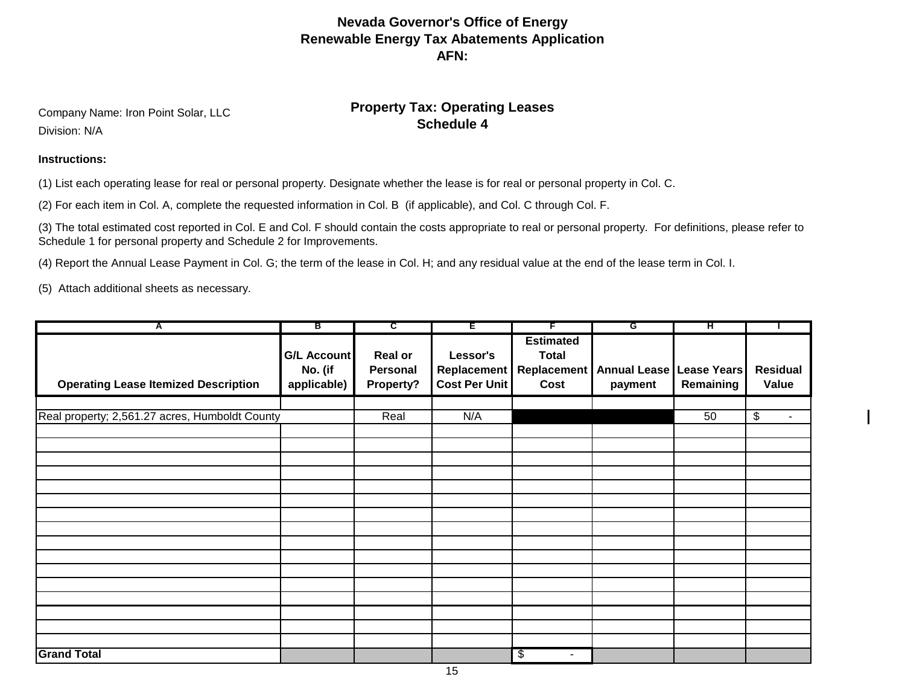# Nevada Governor's Office of Energy
# Renewable Energy Tax Abatements Application
# AFN:

Company Name: Iron Point Solar, LLC

Division: N/A

## Property Tax: Operating Leases
## Schedule 4

**Instructions:**

(1) List each operating lease for real or personal property. Designate whether the lease is for real or personal property in Col. C.

(2) For each item in Col. A, complete the requested information in Col. B (if applicable), and Col. C through Col. F.

(3) The total estimated cost reported in Col. E and Col. F should contain the costs appropriate to real or personal property. For definitions, please refer to Schedule 1 for personal property and Schedule 2 for Improvements.

(4) Report the Annual Lease Payment in Col. G; the term of the lease in Col. H; and any residual value at the end of the lease term in Col. I.

(5) Attach additional sheets as necessary.

| A | B | C | E | F | G | H | I |
|---|---|---|---|---|---|---|---|
| **Operating Lease Itemized Description** | **G/L Account No. (if applicable)** | **Real or Personal Property?** | **Lessor's Replacement Cost Per Unit** | **Estimated Total Replacement Cost** | **Annual Lease payment** | **Lease Years Remaining** | **Residual Value** |
| | | | | | | | |
| Real property; 2,561.27 acres, Humboldt County | | Real | N/A | | | 50 | $ - |
| | | | | | | | |
| | | | | | | | |
| | | | | | | | |
| | | | | | | | |
| | | | | | | | |
| | | | | | | | |
| | | | | | | | |
| | | | | | | | |
| | | | | | | | |
| | | | | | | | |
| | | | | | | | |
| | | | | | | | |
| | | | | | | | |
| | | | | | | | |
| | | | | | | | |
| | | | | | | | |
| **Grand Total** | | | | $ - | | | |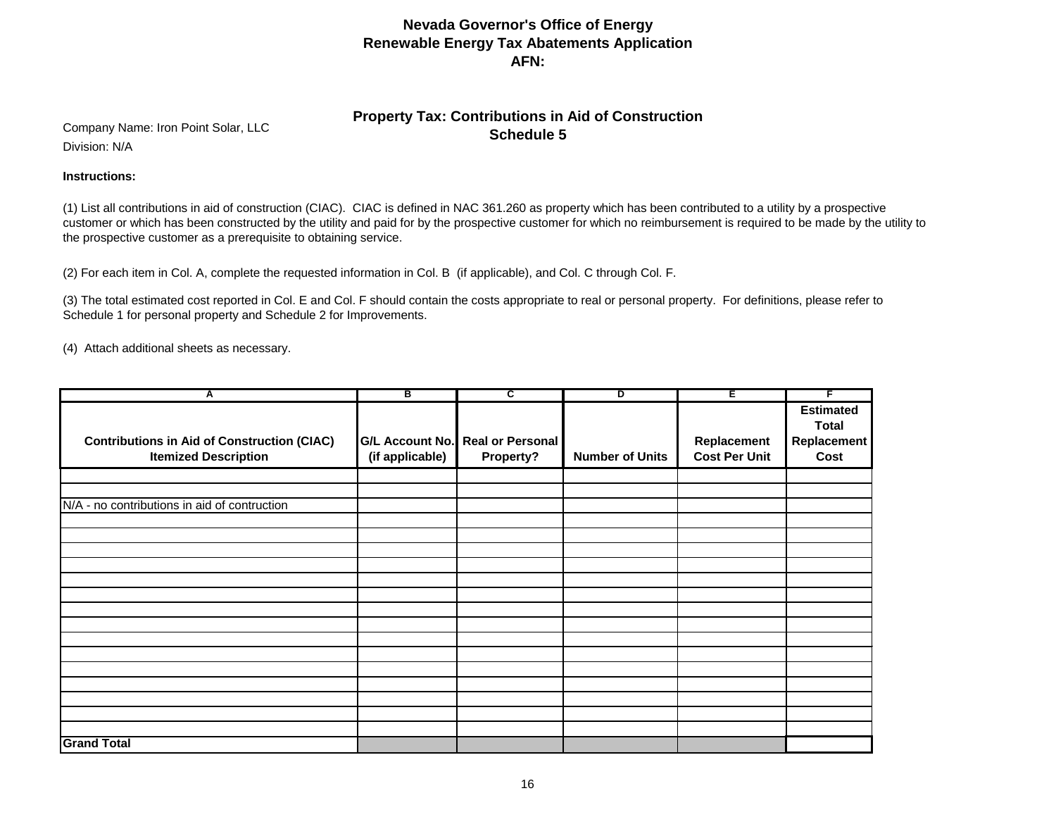# Nevada Governor's Office of Energy
# Renewable Energy Tax Abatements Application
# AFN:

## Property Tax: Contributions in Aid of Construction
## Schedule 5

Company Name: Iron Point Solar, LLC

Division: N/A

**Instructions:**

(1) List all contributions in aid of construction (CIAC). CIAC is defined in NAC 361.260 as property which has been contributed to a utility by a prospective customer or which has been constructed by the utility and paid for by the prospective customer for which no reimbursement is required to be made by the utility to the prospective customer as a prerequisite to obtaining service.

(2) For each item in Col. A, complete the requested information in Col. B (if applicable), and Col. C through Col. F.

(3) The total estimated cost reported in Col. E and Col. F should contain the costs appropriate to real or personal property. For definitions, please refer to Schedule 1 for personal property and Schedule 2 for Improvements.

(4) Attach additional sheets as necessary.

| A | B | C | D | E | F |
|---|---|---|---|---|---|
| **Contributions in Aid of Construction (CIAC) Itemized Description** | **G/L Account No. (if applicable)** | **Real or Personal Property?** | **Number of Units** | **Replacement Cost Per Unit** | **Estimated Total Replacement Cost** |
| | | | | | |
| | | | | | |
| N/A - no contributions in aid of contruction | | | | | |
| | | | | | |
| | | | | | |
| | | | | | |
| | | | | | |
| | | | | | |
| | | | | | |
| | | | | | |
| | | | | | |
| | | | | | |
| | | | | | |
| | | | | | |
| | | | | | |
| | | | | | |
| | | | | | |
| | | | | | |
| **Grand Total** | | | | | |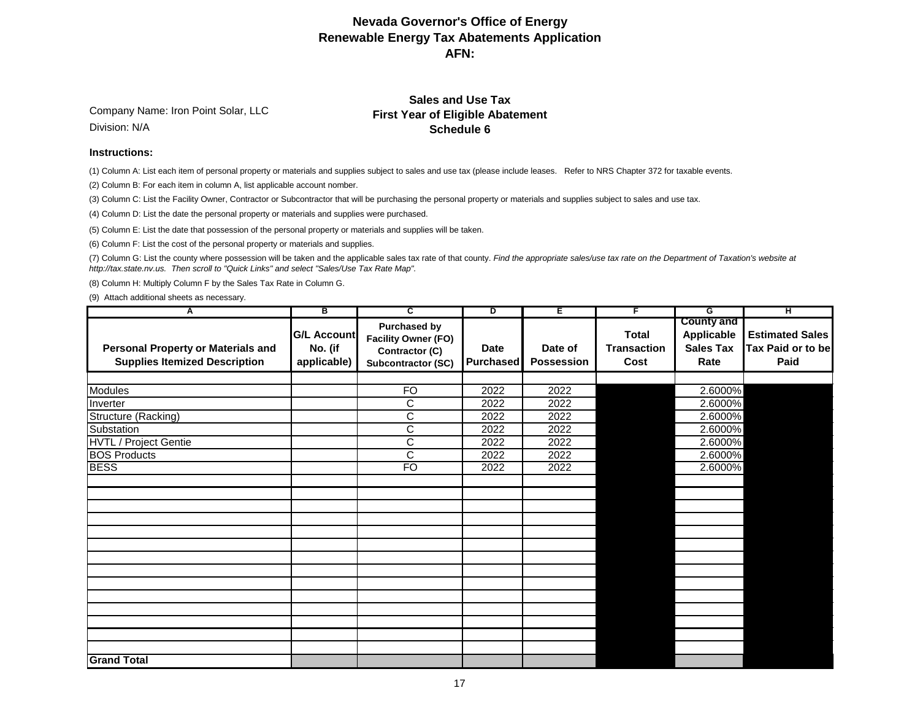# Nevada Governor's Office of Energy
## Renewable Energy Tax Abatements Application
## AFN:

Company Name: Iron Point Solar, LLC

Division: N/A

### Sales and Use Tax
### First Year of Eligible Abatement
### Schedule 6

**Instructions:**

(1) Column A: List each item of personal property or materials and supplies subject to sales and use tax (please include leases. Refer to NRS Chapter 372 for taxable events.

(2) Column B: For each item in column A, list applicable account nomber.

(3) Column C: List the Facility Owner, Contractor or Subcontractor that will be purchasing the personal property or materials and supplies subject to sales and use tax.

(4) Column D: List the date the personal property or materials and supplies were purchased.

(5) Column E: List the date that possession of the personal property or materials and supplies will be taken.

(6) Column F: List the cost of the personal property or materials and supplies.

(7) Column G: List the county where possession will be taken and the applicable sales tax rate of that county. *Find the appropriate sales/use tax rate on the Department of Taxation's website at http://tax.state.nv.us. Then scroll to "Quick Links" and select "Sales/Use Tax Rate Map".*

(8) Column H: Multiply Column F by the Sales Tax Rate in Column G.

(9) Attach additional sheets as necessary.

| A | B | C | D | E | F | G | H |
|---|---|---|---|---|---|---|---|
| **Personal Property or Materials and Supplies Itemized Description** | **G/L Account No. (if applicable)** | **Purchased by Facility Owner (FO) Contractor (C) Subcontractor (SC)** | **Date Purchased** | **Date of Possession** | **Total Transaction Cost** | **County and Applicable Sales Tax Rate** | **Estimated Sales Tax Paid or to be Paid** |
| | | | | | | | |
| Modules | | FO | 2022 | 2022 | | 2.6000% | |
| Inverter | | C | 2022 | 2022 | | 2.6000% | |
| Structure (Racking) | | C | 2022 | 2022 | | 2.6000% | |
| Substation | | C | 2022 | 2022 | | 2.6000% | |
| HVTL / Project Gentie | | C | 2022 | 2022 | | 2.6000% | |
| BOS Products | | C | 2022 | 2022 | | 2.6000% | |
| BESS | | FO | 2022 | 2022 | | 2.6000% | |
| | | | | | | | |
| | | | | | | | |
| | | | | | | | |
| | | | | | | | |
| | | | | | | | |
| | | | | | | | |
| | | | | | | | |
| | | | | | | | |
| | | | | | | | |
| | | | | | | | |
| | | | | | | | |
| | | | | | | | |
| | | | | | | | |
| | | | | | | | |
| | | | | | | | |
| **Grand Total** | | | | | | | |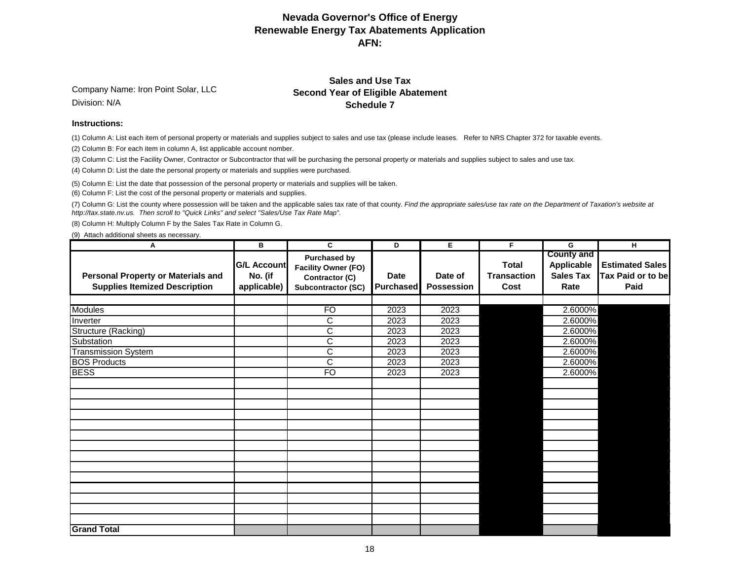# Nevada Governor's Office of Energy
## Renewable Energy Tax Abatements Application
## AFN:

Company Name: Iron Point Solar, LLC

Division: N/A

### Sales and Use Tax
### Second Year of Eligible Abatement
### Schedule 7

**Instructions:**

(1) Column A: List each item of personal property or materials and supplies subject to sales and use tax (please include leases. Refer to NRS Chapter 372 for taxable events.

(2) Column B: For each item in column A, list applicable account nomber.

(3) Column C: List the Facility Owner, Contractor or Subcontractor that will be purchasing the personal property or materials and supplies subject to sales and use tax.

(4) Column D: List the date the personal property or materials and supplies were purchased.

(5) Column E: List the date that possession of the personal property or materials and supplies will be taken.

(6) Column F: List the cost of the personal property or materials and supplies.

(7) Column G: List the county where possession will be taken and the applicable sales tax rate of that county. *Find the appropriate sales/use tax rate on the Department of Taxation's website at http://tax.state.nv.us. Then scroll to "Quick Links" and select "Sales/Use Tax Rate Map".*

(8) Column H: Multiply Column F by the Sales Tax Rate in Column G.

(9) Attach additional sheets as necessary.

| A | B | C | D | E | F | G | H |
|---|---|---|---|---|---|---|---|
| **Personal Property or Materials and Supplies Itemized Description** | **G/L Account No. (if applicable)** | **Purchased by Facility Owner (FO) Contractor (C) Subcontractor (SC)** | **Date Purchased** | **Date of Possession** | **Total Transaction Cost** | **County and Applicable Sales Tax Rate** | **Estimated Sales Tax Paid or to be Paid** |
| | | | | | | | |
| Modules | | FO | 2023 | 2023 | | 2.6000% | |
| Inverter | | C | 2023 | 2023 | | 2.6000% | |
| Structure (Racking) | | C | 2023 | 2023 | | 2.6000% | |
| Substation | | C | 2023 | 2023 | | 2.6000% | |
| Transmission System | | C | 2023 | 2023 | | 2.6000% | |
| BOS Products | | C | 2023 | 2023 | | 2.6000% | |
| BESS | | FO | 2023 | 2023 | | 2.6000% | |
| | | | | | | | |
| | | | | | | | |
| | | | | | | | |
| | | | | | | | |
| | | | | | | | |
| | | | | | | | |
| | | | | | | | |
| | | | | | | | |
| | | | | | | | |
| | | | | | | | |
| | | | | | | | |
| | | | | | | | |
| | | | | | | | |
| | | | | | | | |
| **Grand Total** | | | | | | | |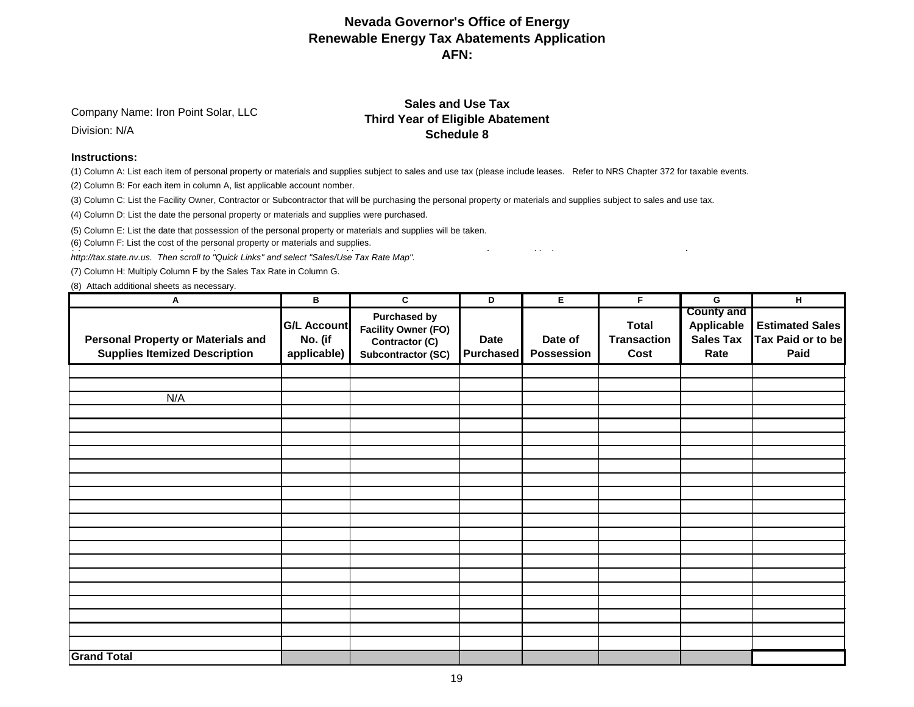# Nevada Governor's Office of Energy
## Renewable Energy Tax Abatements Application
## AFN:

Company Name: Iron Point Solar, LLC

Division: N/A

### Sales and Use Tax
### Third Year of Eligible Abatement
### Schedule 8

**Instructions:**

(1) Column A: List each item of personal property or materials and supplies subject to sales and use tax (please include leases. Refer to NRS Chapter 372 for taxable events.

(2) Column B: For each item in column A, list applicable account nomber.

(3) Column C: List the Facility Owner, Contractor or Subcontractor that will be purchasing the personal property or materials and supplies subject to sales and use tax.

(4) Column D: List the date the personal property or materials and supplies were purchased.

(5) Column E: List the date that possession of the personal property or materials and supplies will be taken.

(6) Column F: List the cost of the personal property or materials and supplies.

*http://tax.state.nv.us. Then scroll to "Quick Links" and select "Sales/Use Tax Rate Map".*

(7) Column H: Multiply Column F by the Sales Tax Rate in Column G.

(8) Attach additional sheets as necessary.

| A | B | C | D | E | F | G | H |
|---|---|---|---|---|---|---|---|
| **Personal Property or Materials and Supplies Itemized Description** | **G/L Account No. (if applicable)** | **Purchased by Facility Owner (FO) Contractor (C) Subcontractor (SC)** | **Date Purchased** | **Date of Possession** | **Total Transaction Cost** | **County and Applicable Sales Tax Rate** | **Estimated Sales Tax Paid or to be Paid** |
| | | | | | | | |
| | | | | | | | |
| N/A | | | | | | | |
| | | | | | | | |
| | | | | | | | |
| | | | | | | | |
| | | | | | | | |
| | | | | | | | |
| | | | | | | | |
| | | | | | | | |
| | | | | | | | |
| | | | | | | | |
| | | | | | | | |
| | | | | | | | |
| | | | | | | | |
| | | | | | | | |
| | | | | | | | |
| | | | | | | | |
| | | | | | | | |
| | | | | | | | |
| | | | | | | | |
| **Grand Total** | | | | | | | |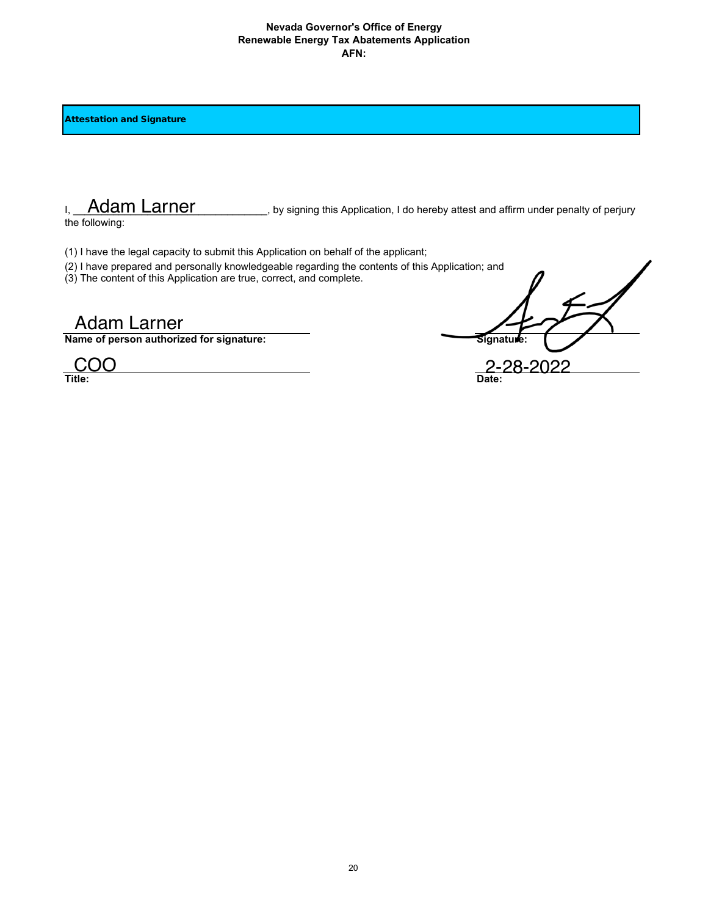**Nevada Governor's Office of Energy**
**Renewable Energy Tax Abatements Application**
**AFN:**

## Attestation and Signature

I, Adam Larner, by signing this Application, I do hereby attest and affirm under penalty of perjury the following:

(1) I have the legal capacity to submit this Application on behalf of the applicant;
(2) I have prepared and personally knowledgeable regarding the contents of this Application; and
(3) The content of this Application are true, correct, and complete.

| | |
|---|---|
| Adam Larner | [signature] |
| **Name of person authorized for signature:** | **Signature:** |
| COO | 2-28-2022 |
| **Title:** | **Date:** |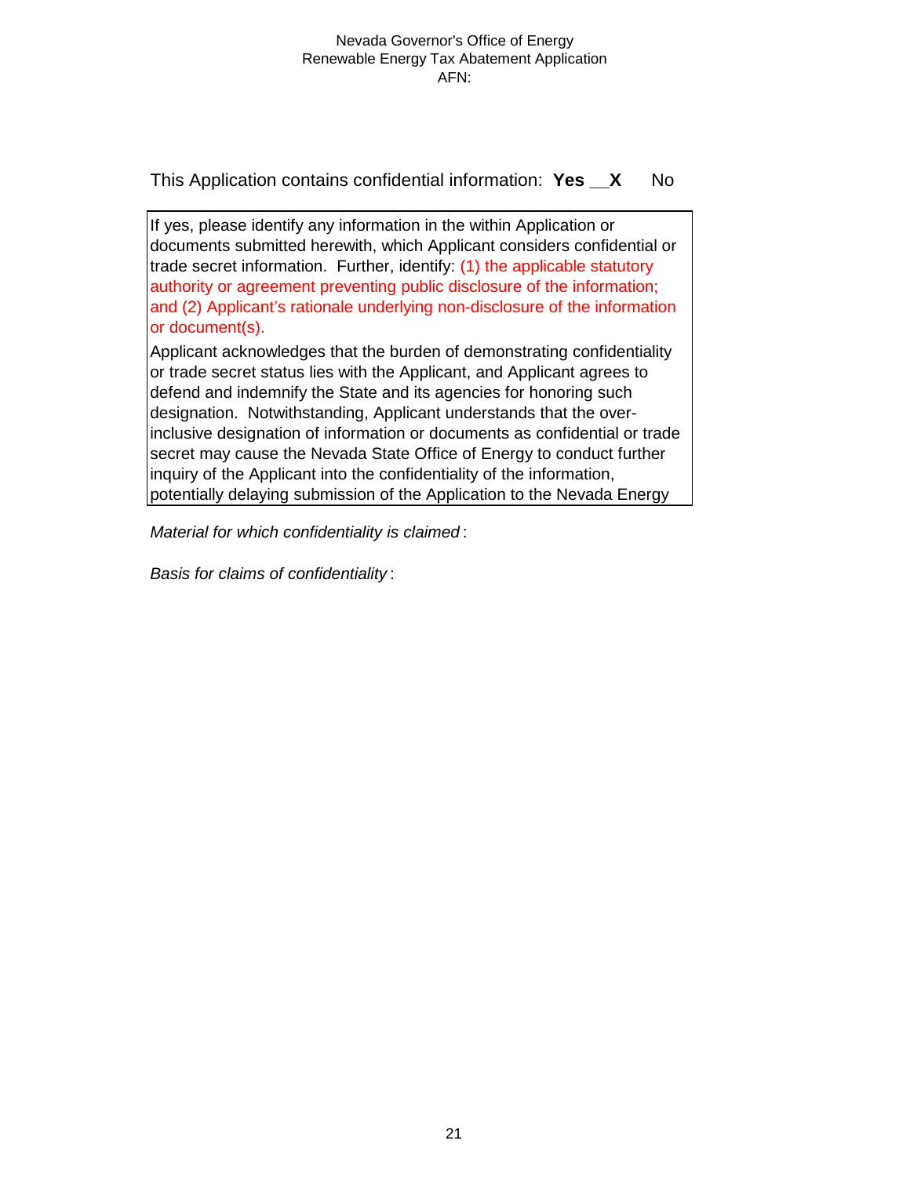Nevada Governor's Office of Energy
Renewable Energy Tax Abatement Application
AFN:

This Application contains confidential information: **Yes __X** No

If yes, please identify any information in the within Application or documents submitted herewith, which Applicant considers confidential or trade secret information. Further, identify: (1) the applicable statutory authority or agreement preventing public disclosure of the information; and (2) Applicant's rationale underlying non-disclosure of the information or document(s).

Applicant acknowledges that the burden of demonstrating confidentiality or trade secret status lies with the Applicant, and Applicant agrees to defend and indemnify the State and its agencies for honoring such designation. Notwithstanding, Applicant understands that the over-inclusive designation of information or documents as confidential or trade secret may cause the Nevada State Office of Energy to conduct further inquiry of the Applicant into the confidentiality of the information, potentially delaying submission of the Application to the Nevada Energy

*Material for which confidentiality is claimed*:

*Basis for claims of confidentiality*: